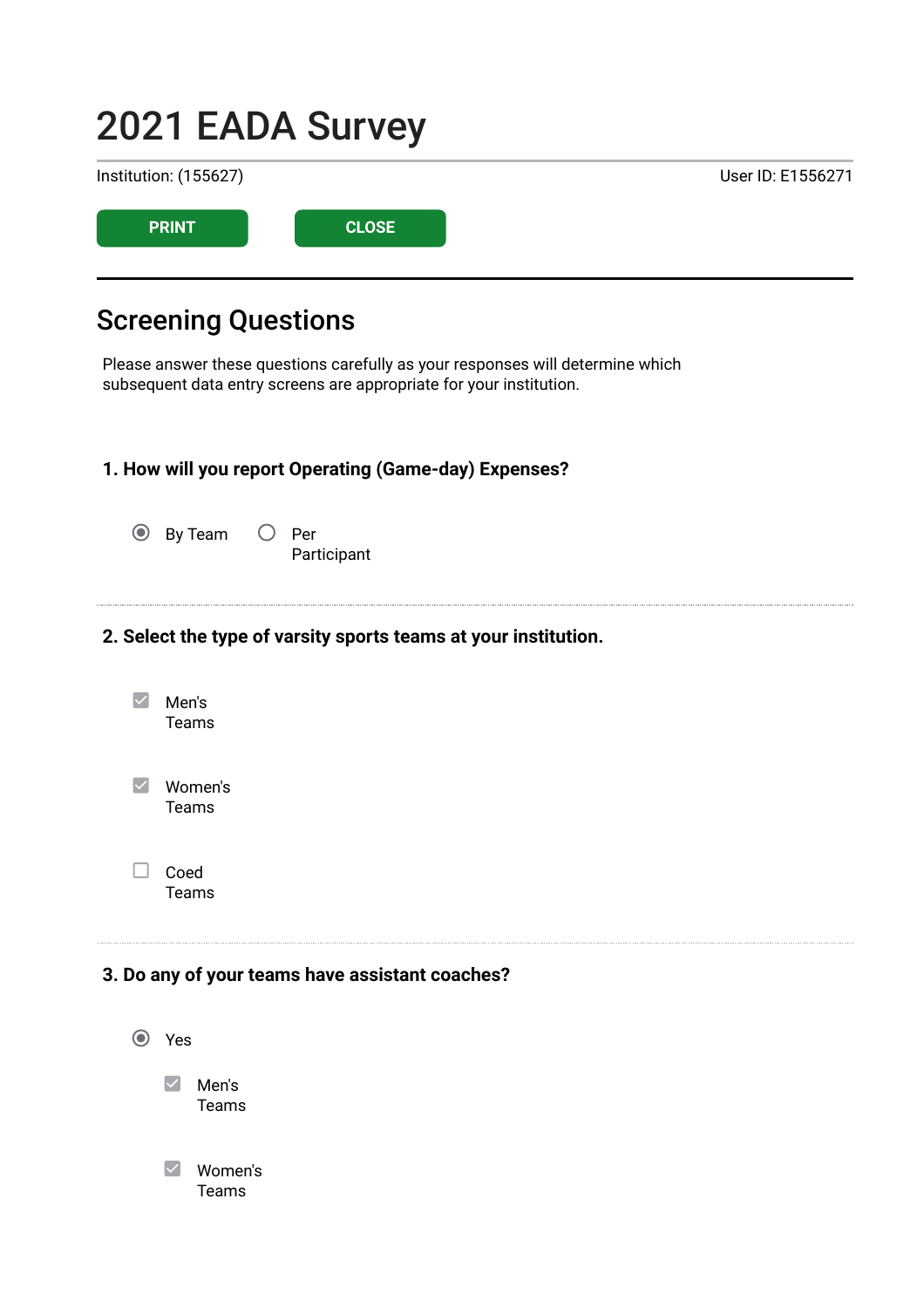# 2021 EADA Survey

Institution: (155627) User ID: E1556271

PRINT CLOSE

## Screening Questions

Please answer these questions carefully as your responses will determine which subsequent data entry screens are appropriate for your institution.

### 1. How will you report Operating (Game-day) Expenses?

- (●) By Team
- ( ) Per Participant

### 2. Select the type of varsity sports teams at your institution.

- [x] Men's Teams
- [x] Women's Teams
- [ ] Coed Teams

### 3. Do any of your teams have assistant coaches?

- (●) Yes
  - [x] Men's Teams
  - [x] Women's Teams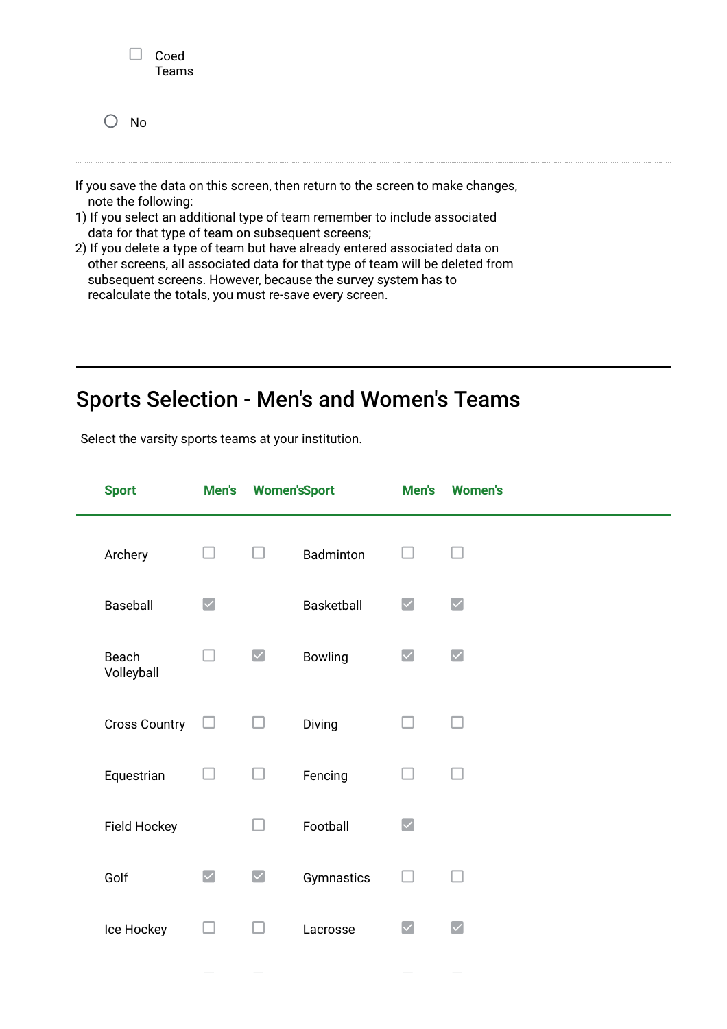- [ ] Coed Teams

- ○ No

---

If you save the data on this screen, then return to the screen to make changes, note the following:
1) If you select an additional type of team remember to include associated data for that type of team on subsequent screens;
2) If you delete a type of team but have already entered associated data on other screens, all associated data for that type of team will be deleted from subsequent screens. However, because the survey system has to recalculate the totals, you must re-save every screen.

---

## Sports Selection - Men's and Women's Teams

Select the varsity sports teams at your institution.

| Sport | Men's | Women's | Sport | Men's | Women's |
|---|---|---|---|---|---|
| Archery | ☐ | ☐ | Badminton | ☐ | ☐ |
| Baseball | ☑ | | Basketball | ☑ | ☑ |
| Beach Volleyball | ☐ | ☑ | Bowling | ☑ | ☑ |
| Cross Country | ☐ | ☐ | Diving | ☐ | ☐ |
| Equestrian | ☐ | ☐ | Fencing | ☐ | ☐ |
| Field Hockey | | ☐ | Football | ☑ | |
| Golf | ☑ | ☑ | Gymnastics | ☐ | ☐ |
| Ice Hockey | ☐ | ☐ | Lacrosse | ☑ | ☑ |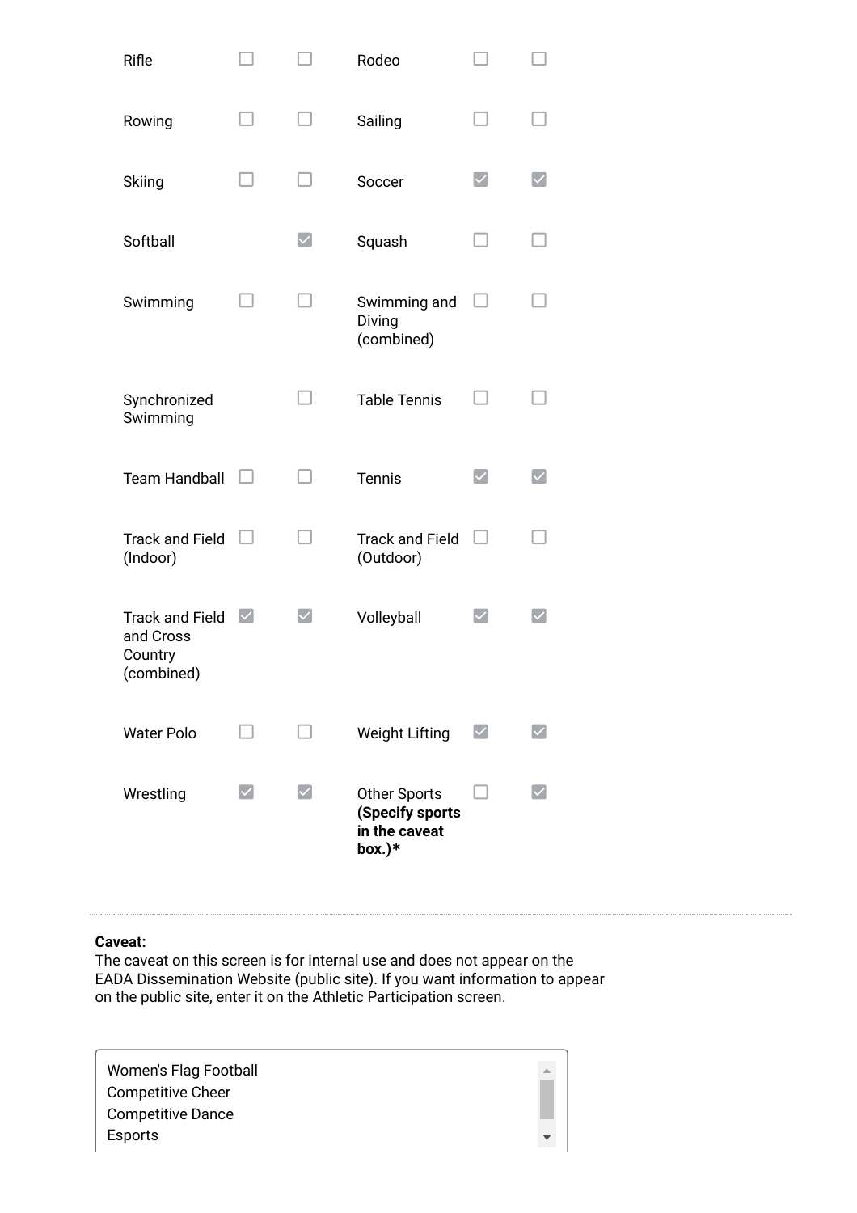| | | | | | |
|---|---|---|---|---|---|
| Rifle | ☐ | ☐ | Rodeo | ☐ | ☐ |
| Rowing | ☐ | ☐ | Sailing | ☐ | ☐ |
| Skiing | ☐ | ☐ | Soccer | ☑ | ☑ |
| Softball | | ☑ | Squash | ☐ | ☐ |
| Swimming | ☐ | ☐ | Swimming and Diving (combined) | ☐ | ☐ |
| Synchronized Swimming | | ☐ | Table Tennis | ☐ | ☐ |
| Team Handball | ☐ | ☐ | Tennis | ☑ | ☑ |
| Track and Field (Indoor) | ☐ | ☐ | Track and Field (Outdoor) | ☐ | ☐ |
| Track and Field and Cross Country (combined) | ☑ | ☑ | Volleyball | ☑ | ☑ |
| Water Polo | ☐ | ☐ | Weight Lifting | ☑ | ☑ |
| Wrestling | ☑ | ☑ | Other Sports **(Specify sports in the caveat box.)*** | ☐ | ☑ |

**Caveat:**
The caveat on this screen is for internal use and does not appear on the EADA Dissemination Website (public site). If you want information to appear on the public site, enter it on the Athletic Participation screen.

Women's Flag Football
Competitive Cheer
Competitive Dance
Esports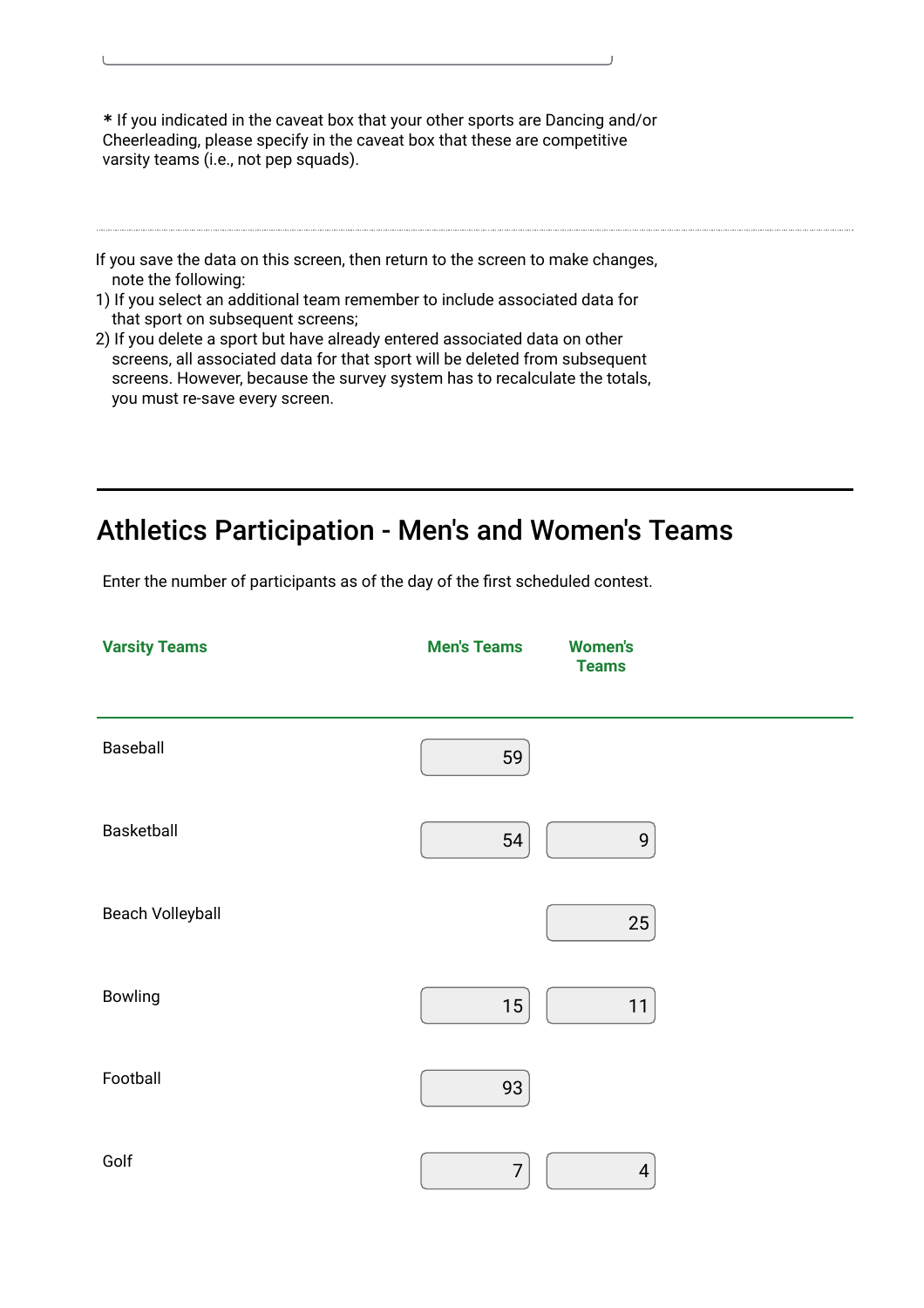**\*** If you indicated in the caveat box that your other sports are Dancing and/or Cheerleading, please specify in the caveat box that these are competitive varsity teams (i.e., not pep squads).

---

If you save the data on this screen, then return to the screen to make changes, note the following:

1) If you select an additional team remember to include associated data for that sport on subsequent screens;
2) If you delete a sport but have already entered associated data on other screens, all associated data for that sport will be deleted from subsequent screens. However, because the survey system has to recalculate the totals, you must re-save every screen.

## Athletics Participation - Men's and Women's Teams

Enter the number of participants as of the day of the first scheduled contest.

| Varsity Teams | Men's Teams | Women's Teams |
|---|---|---|
| Baseball | 59 | |
| Basketball | 54 | 9 |
| Beach Volleyball | | 25 |
| Bowling | 15 | 11 |
| Football | 93 | |
| Golf | 7 | 4 |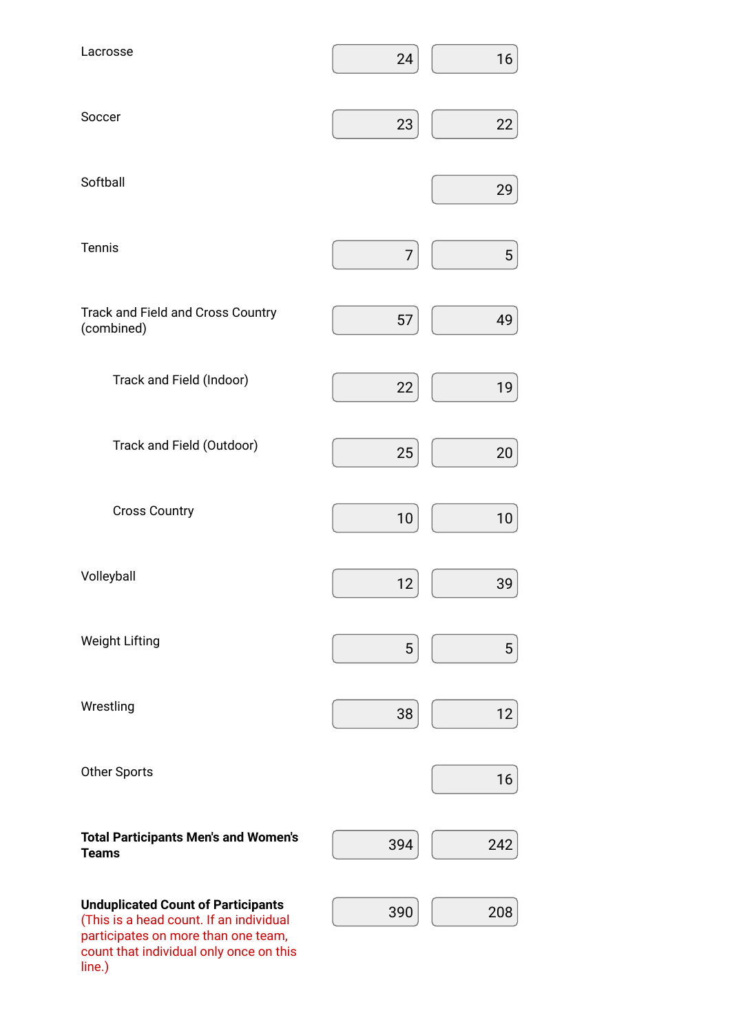| | | |
|---|---|---|
| Lacrosse | 24 | 16 |
| Soccer | 23 | 22 |
| Softball | | 29 |
| Tennis | 7 | 5 |
| Track and Field and Cross Country (combined) | 57 | 49 |
| Track and Field (Indoor) | 22 | 19 |
| Track and Field (Outdoor) | 25 | 20 |
| Cross Country | 10 | 10 |
| Volleyball | 12 | 39 |
| Weight Lifting | 5 | 5 |
| Wrestling | 38 | 12 |
| Other Sports | | 16 |
| **Total Participants Men's and Women's Teams** | 394 | 242 |
| **Unduplicated Count of Participants** (This is a head count. If an individual participates on more than one team, count that individual only once on this line.) | 390 | 208 |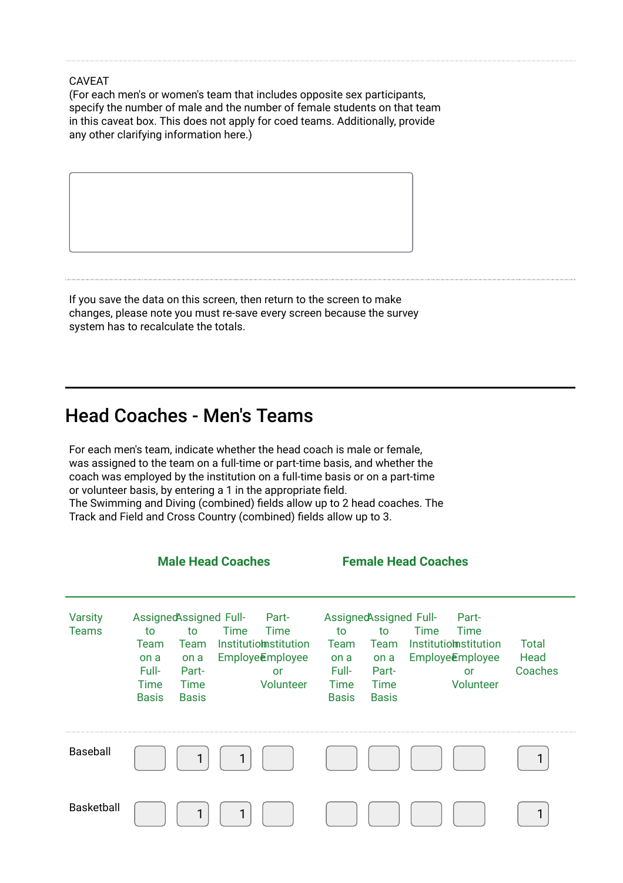CAVEAT
(For each men's or women's team that includes opposite sex participants, specify the number of male and the number of female students on that team in this caveat box. This does not apply for coed teams. Additionally, provide any other clarifying information here.)

If you save the data on this screen, then return to the screen to make changes, please note you must re-save every screen because the survey system has to recalculate the totals.

## Head Coaches - Men's Teams

For each men's team, indicate whether the head coach is male or female, was assigned to the team on a full-time or part-time basis, and whether the coach was employed by the institution on a full-time basis or on a part-time or volunteer basis, by entering a 1 in the appropriate field.
The Swimming and Diving (combined) fields allow up to 2 head coaches. The Track and Field and Cross Country (combined) fields allow up to 3.

| | Male Head Coaches | | | | Female Head Coaches | | | | |
|---|---|---|---|---|---|---|---|---|---|
| Varsity Teams | Assigned to Team on a Full-Time Basis | Assigned to Team on a Part-Time Basis | Full-Time Institution Employee | Part-Time Institution Employee or Volunteer | Assigned to Team on a Full-Time Basis | Assigned to Team on a Part-Time Basis | Full-Time Institution Employee | Part-Time Institution Employee or Volunteer | Total Head Coaches |
| Baseball | | 1 | 1 | | | | | | 1 |
| Basketball | | 1 | 1 | | | | | | 1 |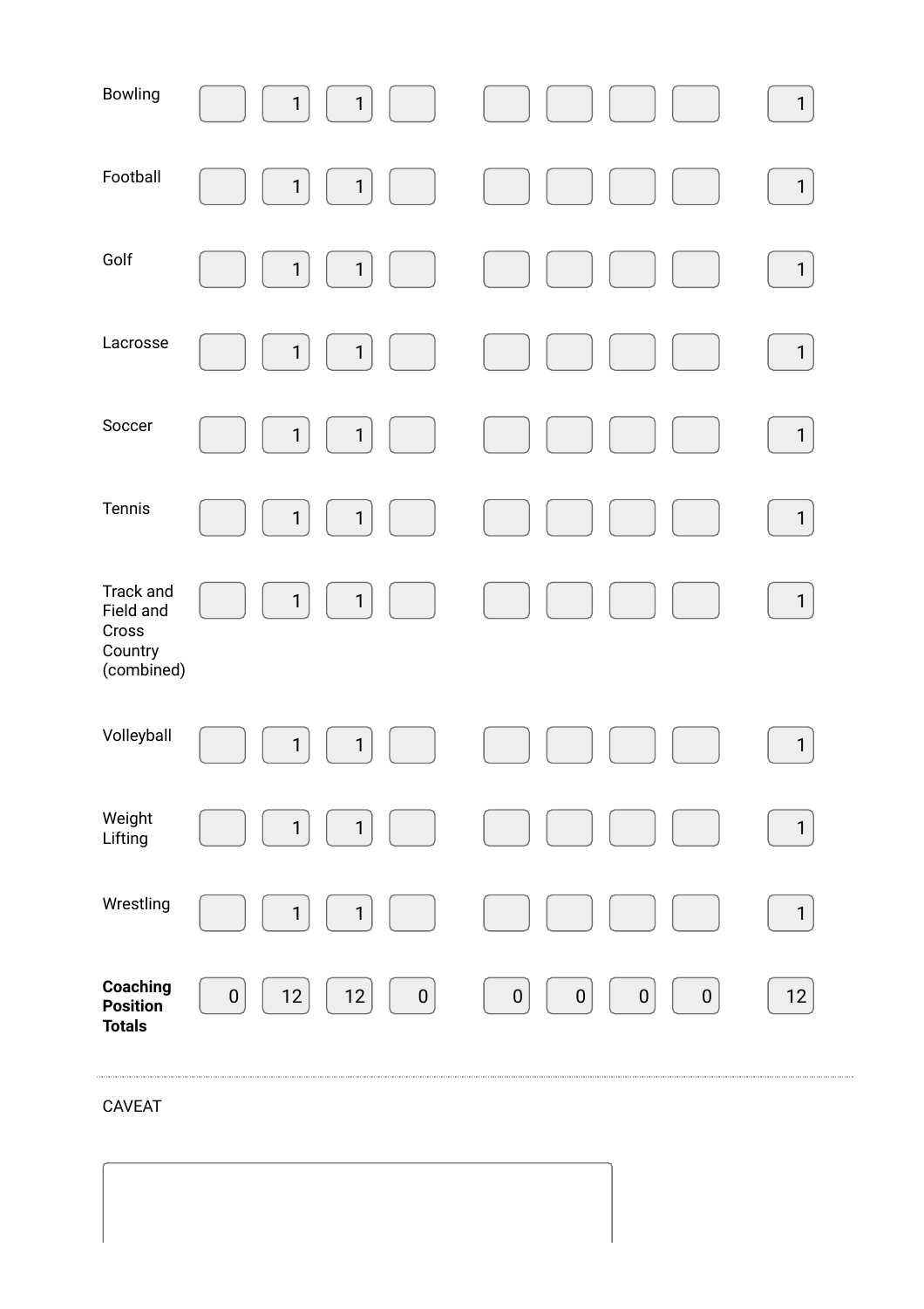| | | | | | | | | | |
|---|---|---|---|---|---|---|---|---|---|
| Bowling | | 1 | 1 | | | | | | 1 |
| Football | | 1 | 1 | | | | | | 1 |
| Golf | | 1 | 1 | | | | | | 1 |
| Lacrosse | | 1 | 1 | | | | | | 1 |
| Soccer | | 1 | 1 | | | | | | 1 |
| Tennis | | 1 | 1 | | | | | | 1 |
| Track and Field and Cross Country (combined) | | 1 | 1 | | | | | | 1 |
| Volleyball | | 1 | 1 | | | | | | 1 |
| Weight Lifting | | 1 | 1 | | | | | | 1 |
| Wrestling | | 1 | 1 | | | | | | 1 |
| **Coaching Position Totals** | 0 | 12 | 12 | 0 | 0 | 0 | 0 | 0 | 12 |

CAVEAT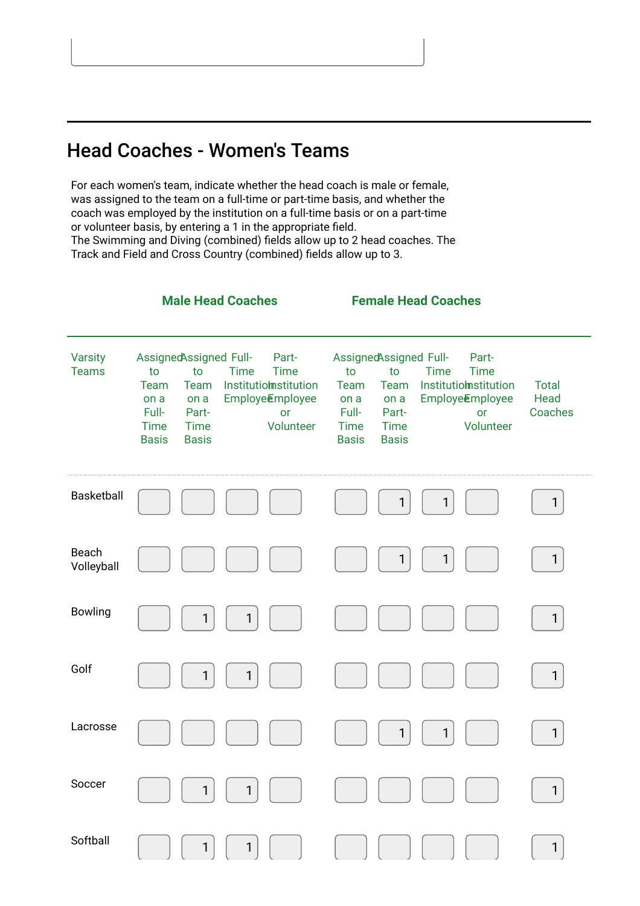## Head Coaches - Women's Teams

For each women's team, indicate whether the head coach is male or female, was assigned to the team on a full-time or part-time basis, and whether the coach was employed by the institution on a full-time basis or on a part-time or volunteer basis, by entering a 1 in the appropriate field.
The Swimming and Diving (combined) fields allow up to 2 head coaches. The Track and Field and Cross Country (combined) fields allow up to 3.

| | Male Head Coaches | | | | Female Head Coaches | | | | |
|---|---|---|---|---|---|---|---|---|---|
| Varsity Teams | Assigned to Team on a Full-Time Basis | Assigned to Team on a Part-Time Basis | Full-Time Institution Employee | Part-Time Institution Employee or Volunteer | Assigned to Team on a Full-Time Basis | Assigned to Team on a Part-Time Basis | Full-Time Institution Employee | Part-Time Institution Employee or Volunteer | Total Head Coaches |
| Basketball | | | | | | 1 | 1 | | 1 |
| Beach Volleyball | | | | | | 1 | 1 | | 1 |
| Bowling | | 1 | 1 | | | | | | 1 |
| Golf | | 1 | 1 | | | | | | 1 |
| Lacrosse | | | | | | 1 | 1 | | 1 |
| Soccer | | 1 | 1 | | | | | | 1 |
| Softball | | 1 | 1 | | | | | | 1 |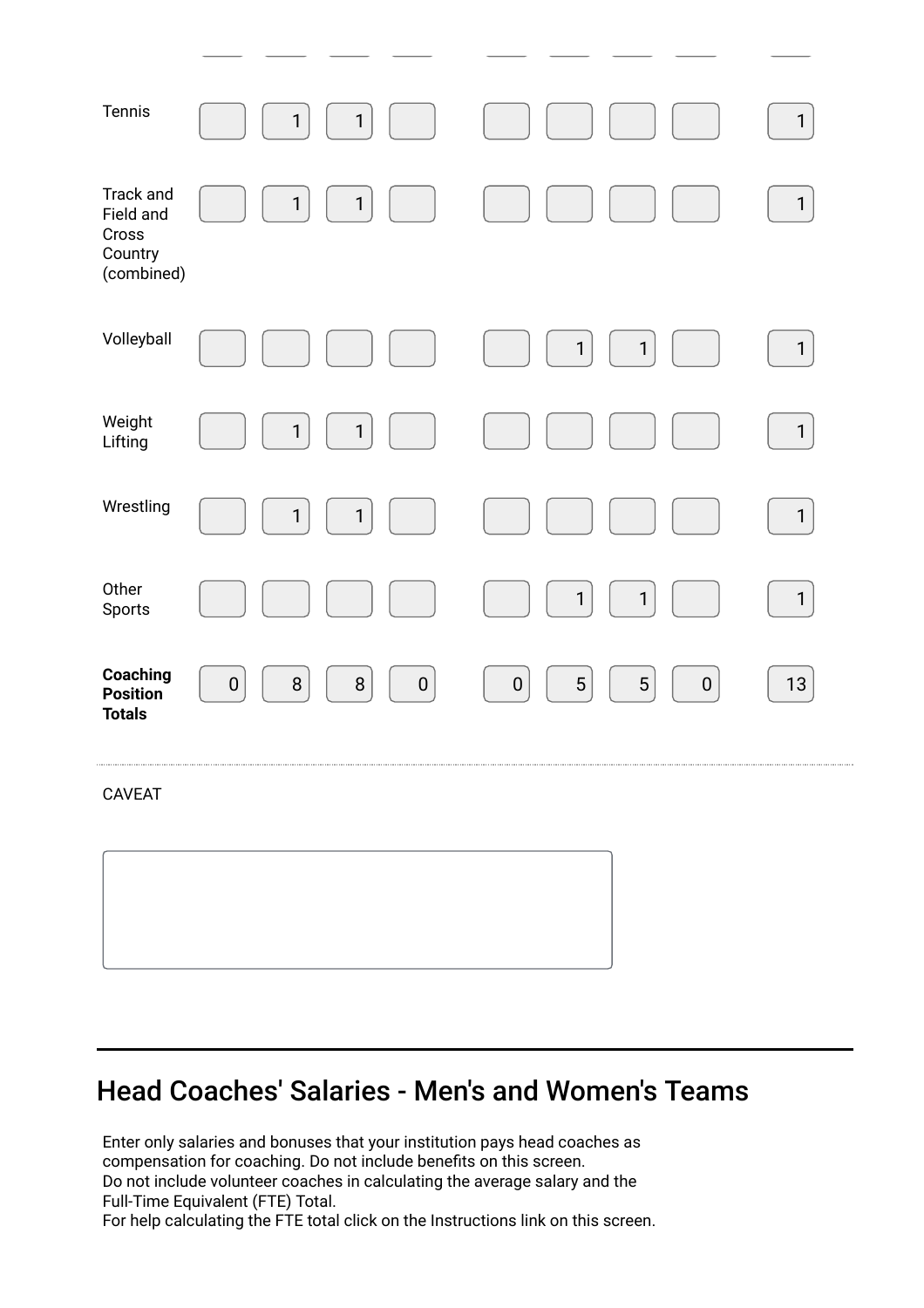| | | | | | | | | | |
|---|---|---|---|---|---|---|---|---|---|
| Tennis | | 1 | 1 | | | | | | 1 |
| Track and Field and Cross Country (combined) | | 1 | 1 | | | | | | 1 |
| Volleyball | | | | | | 1 | 1 | | 1 |
| Weight Lifting | | 1 | 1 | | | | | | 1 |
| Wrestling | | 1 | 1 | | | | | | 1 |
| Other Sports | | | | | | 1 | 1 | | 1 |
| **Coaching Position Totals** | 0 | 8 | 8 | 0 | 0 | 5 | 5 | 0 | 13 |

CAVEAT

## Head Coaches' Salaries - Men's and Women's Teams

Enter only salaries and bonuses that your institution pays head coaches as compensation for coaching. Do not include benefits on this screen.
Do not include volunteer coaches in calculating the average salary and the Full-Time Equivalent (FTE) Total.
For help calculating the FTE total click on the Instructions link on this screen.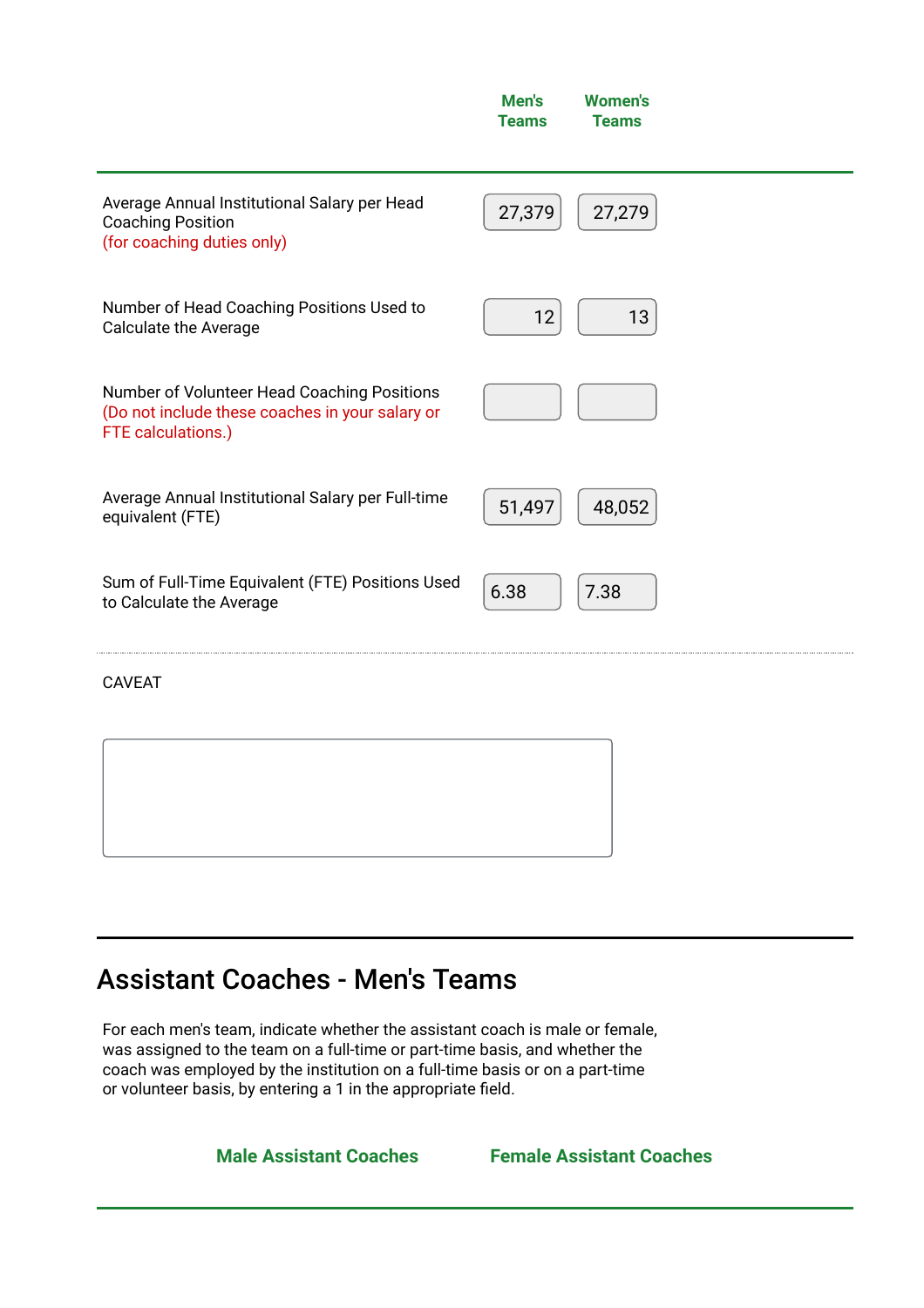| | Men's Teams | Women's Teams |
|---|---|---|
| Average Annual Institutional Salary per Head Coaching Position (for coaching duties only) | 27,379 | 27,279 |
| Number of Head Coaching Positions Used to Calculate the Average | 12 | 13 |
| Number of Volunteer Head Coaching Positions (Do not include these coaches in your salary or FTE calculations.) | | |
| Average Annual Institutional Salary per Full-time equivalent (FTE) | 51,497 | 48,052 |
| Sum of Full-Time Equivalent (FTE) Positions Used to Calculate the Average | 6.38 | 7.38 |

CAVEAT

## Assistant Coaches - Men's Teams

For each men's team, indicate whether the assistant coach is male or female, was assigned to the team on a full-time or part-time basis, and whether the coach was employed by the institution on a full-time basis or on a part-time or volunteer basis, by entering a 1 in the appropriate field.

| Male Assistant Coaches | Female Assistant Coaches |
|---|---|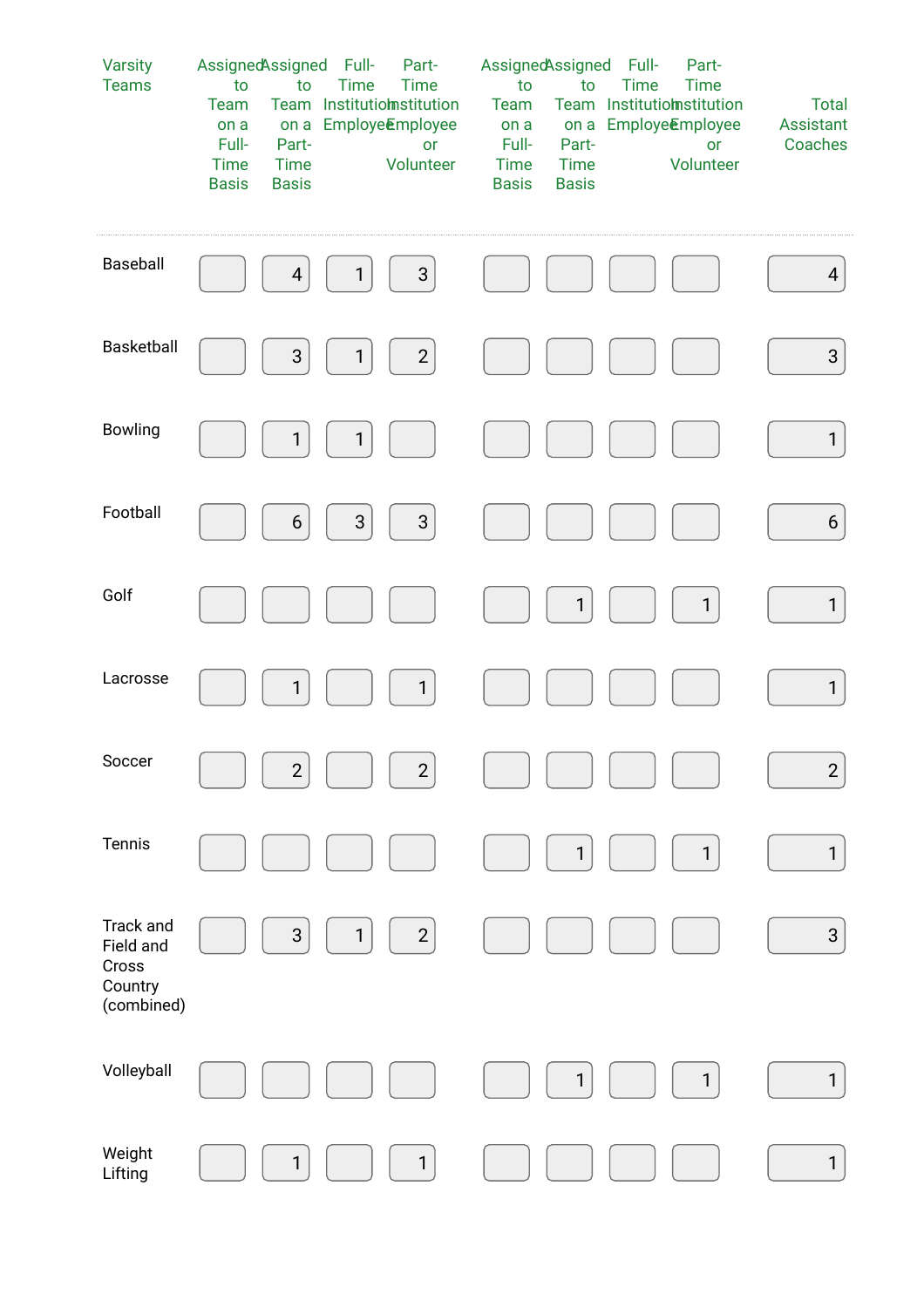| Varsity Teams | Assigned to Team on a Full-Time Basis | Assigned to Team on a Part-Time Basis | Full-Time Institution Employee | Part-Time Institution Employee or Volunteer | Assigned to Team on a Full-Time Basis | Assigned to Team on a Part-Time Basis | Full-Time Institution Employee | Part-Time Institution Employee or Volunteer | Total Assistant Coaches |
|---|---|---|---|---|---|---|---|---|---|
| Baseball | | 4 | 1 | 3 | | | | | 4 |
| Basketball | | 3 | 1 | 2 | | | | | 3 |
| Bowling | | 1 | 1 | | | | | | 1 |
| Football | | 6 | 3 | 3 | | | | | 6 |
| Golf | | | | | | 1 | | 1 | 1 |
| Lacrosse | | 1 | | 1 | | | | | 1 |
| Soccer | | 2 | | 2 | | | | | 2 |
| Tennis | | | | | | 1 | | 1 | 1 |
| Track and Field and Cross Country (combined) | | 3 | 1 | 2 | | | | | 3 |
| Volleyball | | | | | | 1 | | 1 | 1 |
| Weight Lifting | | 1 | | 1 | | | | | 1 |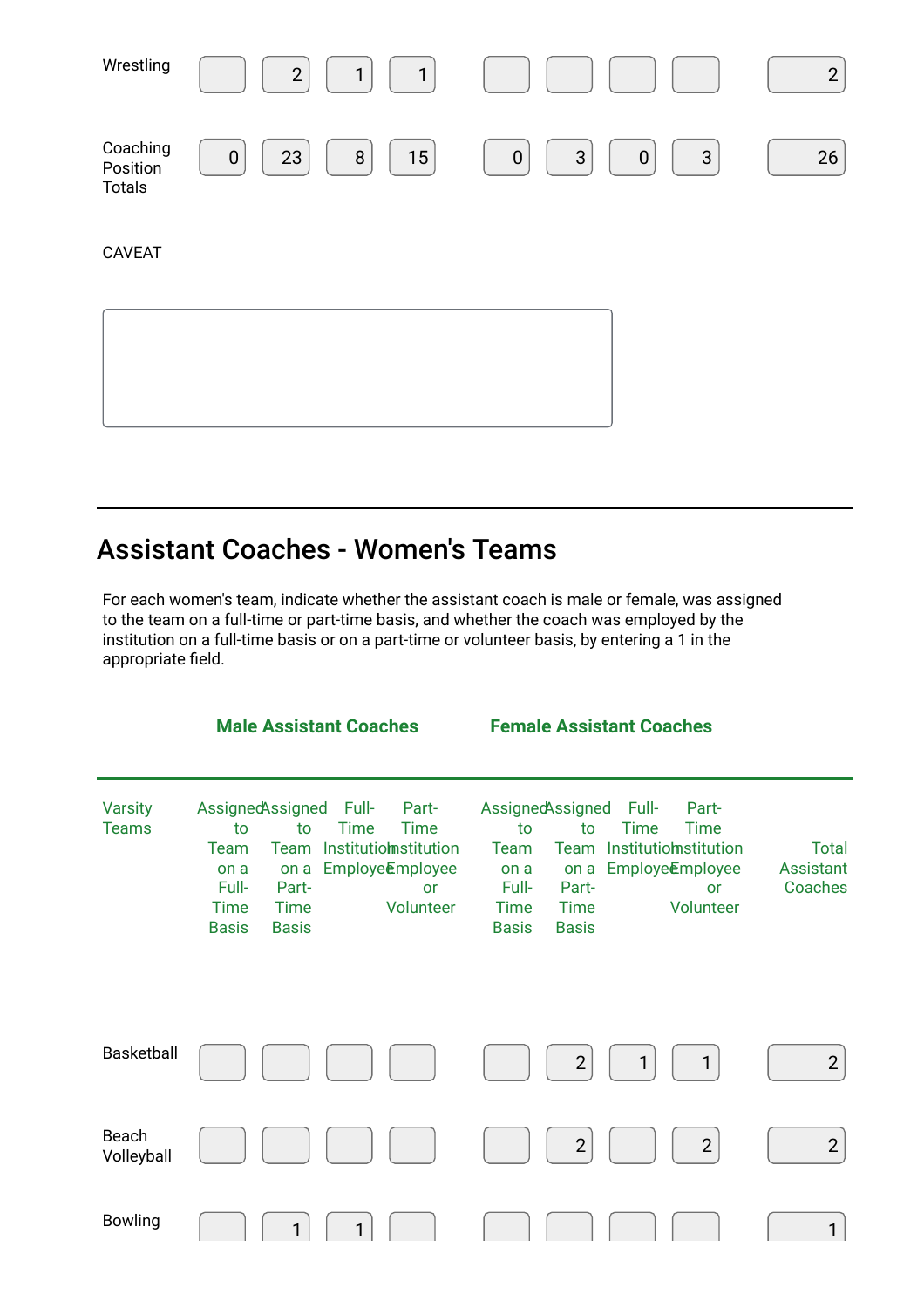| | | | | | | | | | |
|---|---|---|---|---|---|---|---|---|---|
| Wrestling | | 2 | 1 | 1 | | | | | 2 |
| Coaching Position Totals | 0 | 23 | 8 | 15 | 0 | 3 | 0 | 3 | 26 |

CAVEAT

## Assistant Coaches - Women's Teams

For each women's team, indicate whether the assistant coach is male or female, was assigned to the team on a full-time or part-time basis, and whether the coach was employed by the institution on a full-time basis or on a part-time or volunteer basis, by entering a 1 in the appropriate field.

| | **Male Assistant Coaches** | | | | **Female Assistant Coaches** | | | | |
|---|---|---|---|---|---|---|---|---|---|
| Varsity Teams | Assigned to Team on a Full-Time Basis | Assigned to Team on a Part-Time Basis | Full-Time Institution Employee | Part-Time Institution Employee or Volunteer | Assigned to Team on a Full-Time Basis | Assigned to Team on a Part-Time Basis | Full-Time Institution Employee | Part-Time Institution Employee or Volunteer | Total Assistant Coaches |
| Basketball | | | | | | 2 | 1 | 1 | 2 |
| Beach Volleyball | | | | | | 2 | | 2 | 2 |
| Bowling | | 1 | 1 | | | | | | 1 |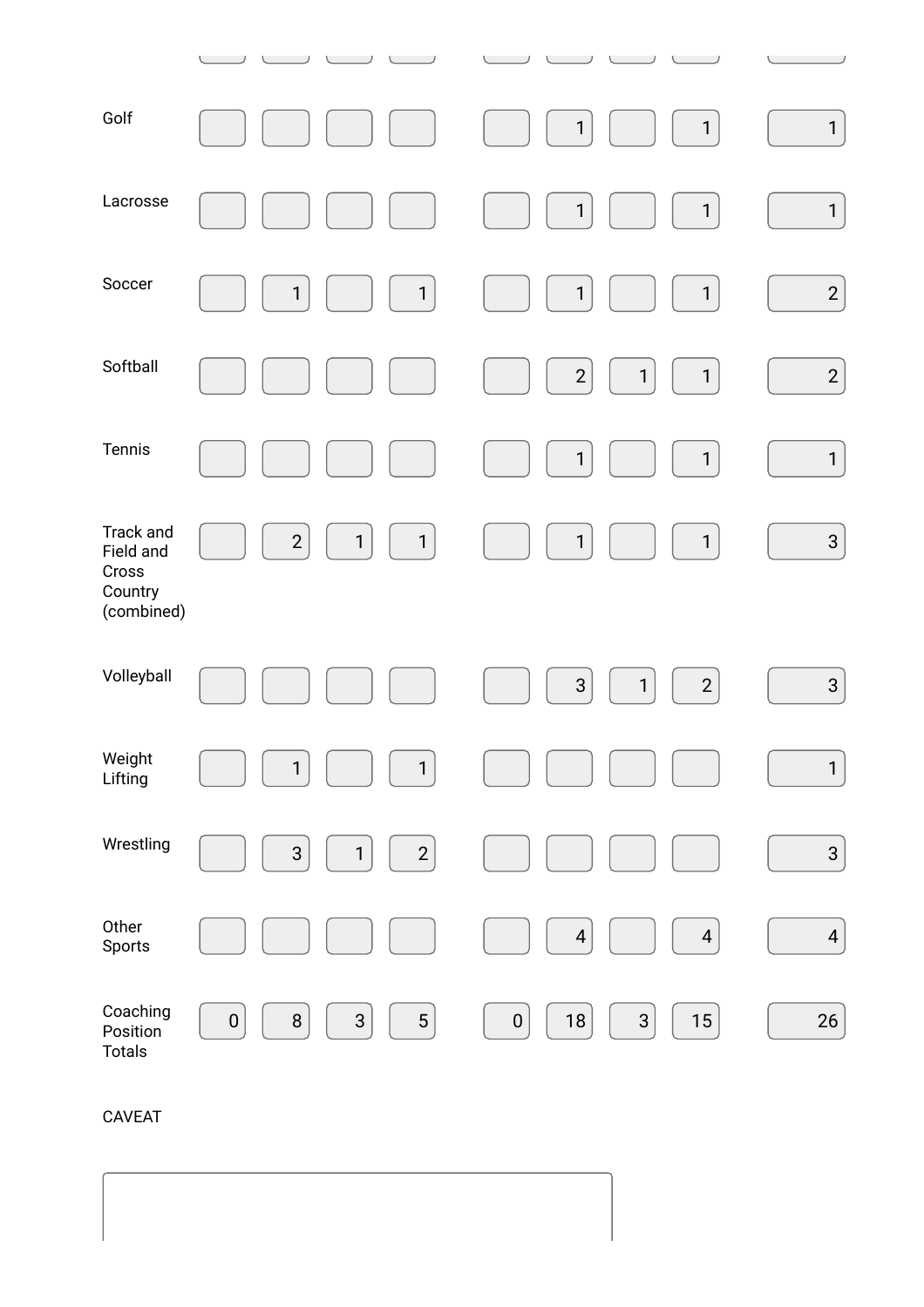| | | | | | | | | | |
|---|---|---|---|---|---|---|---|---|---|
| Golf | | | | | | 1 | | 1 | 1 |
| Lacrosse | | | | | | 1 | | 1 | 1 |
| Soccer | | 1 | | 1 | | 1 | | 1 | 2 |
| Softball | | | | | | 2 | 1 | 1 | 2 |
| Tennis | | | | | | 1 | | 1 | 1 |
| Track and Field and Cross Country (combined) | | 2 | 1 | 1 | | 1 | | 1 | 3 |
| Volleyball | | | | | | 3 | 1 | 2 | 3 |
| Weight Lifting | | 1 | | 1 | | | | | 1 |
| Wrestling | | 3 | 1 | 2 | | | | | 3 |
| Other Sports | | | | | | 4 | | 4 | 4 |
| Coaching Position Totals | 0 | 8 | 3 | 5 | 0 | 18 | 3 | 15 | 26 |

CAVEAT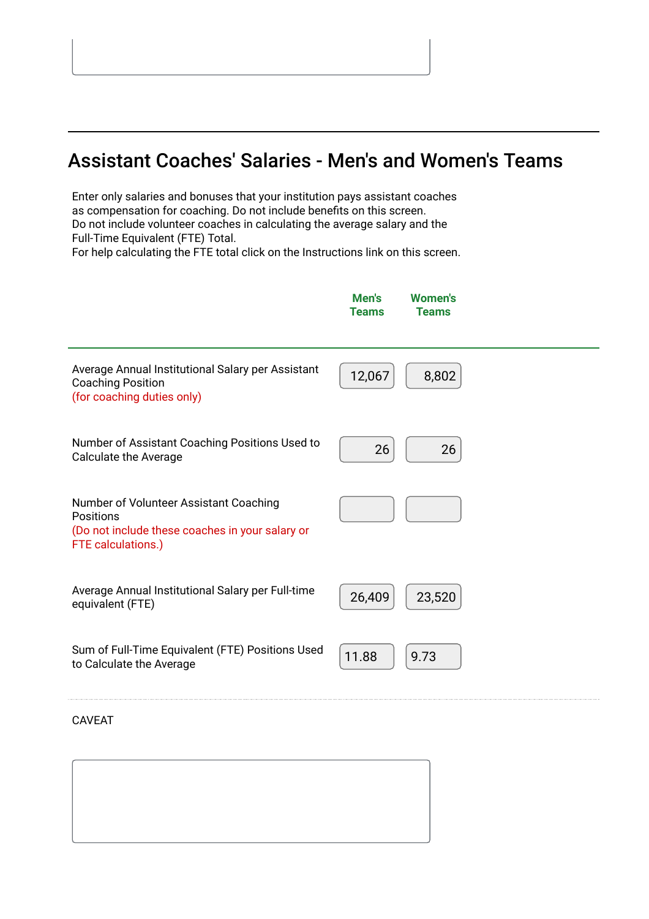## Assistant Coaches' Salaries - Men's and Women's Teams

Enter only salaries and bonuses that your institution pays assistant coaches as compensation for coaching. Do not include benefits on this screen.
Do not include volunteer coaches in calculating the average salary and the Full-Time Equivalent (FTE) Total.
For help calculating the FTE total click on the Instructions link on this screen.

| | Men's Teams | Women's Teams |
|---|---|---|
| Average Annual Institutional Salary per Assistant Coaching Position (for coaching duties only) | 12,067 | 8,802 |
| Number of Assistant Coaching Positions Used to Calculate the Average | 26 | 26 |
| Number of Volunteer Assistant Coaching Positions (Do not include these coaches in your salary or FTE calculations.) | | |
| Average Annual Institutional Salary per Full-time equivalent (FTE) | 26,409 | 23,520 |
| Sum of Full-Time Equivalent (FTE) Positions Used to Calculate the Average | 11.88 | 9.73 |

CAVEAT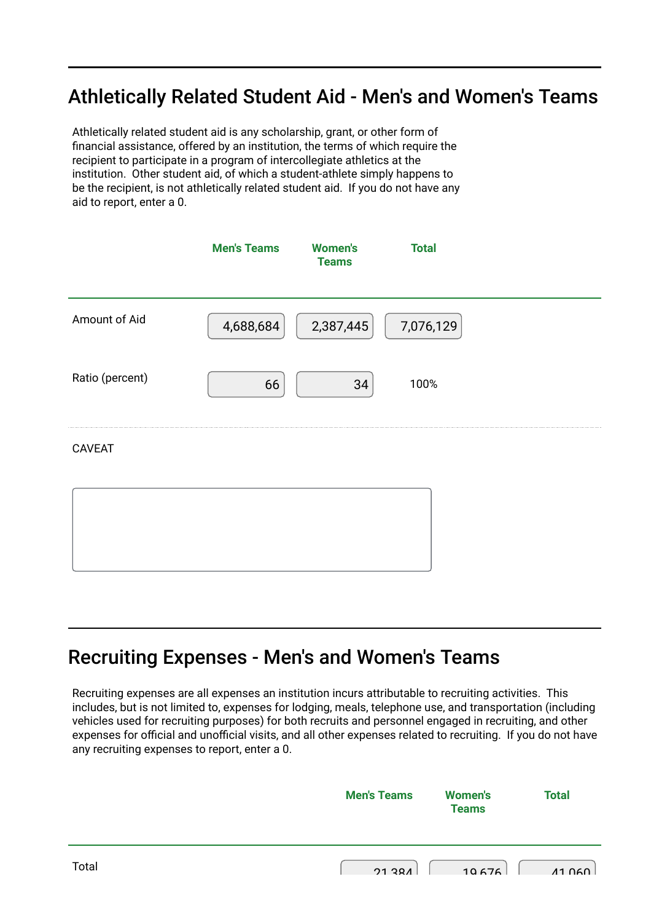## Athletically Related Student Aid - Men's and Women's Teams

Athletically related student aid is any scholarship, grant, or other form of financial assistance, offered by an institution, the terms of which require the recipient to participate in a program of intercollegiate athletics at the institution. Other student aid, of which a student-athlete simply happens to be the recipient, is not athletically related student aid. If you do not have any aid to report, enter a 0.

| | Men's Teams | Women's Teams | Total |
|---|---|---|---|
| Amount of Aid | 4,688,684 | 2,387,445 | 7,076,129 |
| Ratio (percent) | 66 | 34 | 100% |

CAVEAT

## Recruiting Expenses - Men's and Women's Teams

Recruiting expenses are all expenses an institution incurs attributable to recruiting activities. This includes, but is not limited to, expenses for lodging, meals, telephone use, and transportation (including vehicles used for recruiting purposes) for both recruits and personnel engaged in recruiting, and other expenses for official and unofficial visits, and all other expenses related to recruiting. If you do not have any recruiting expenses to report, enter a 0.

| | Men's Teams | Women's Teams | Total |
|---|---|---|---|
| Total | 21,384 | 19,676 | 41,060 |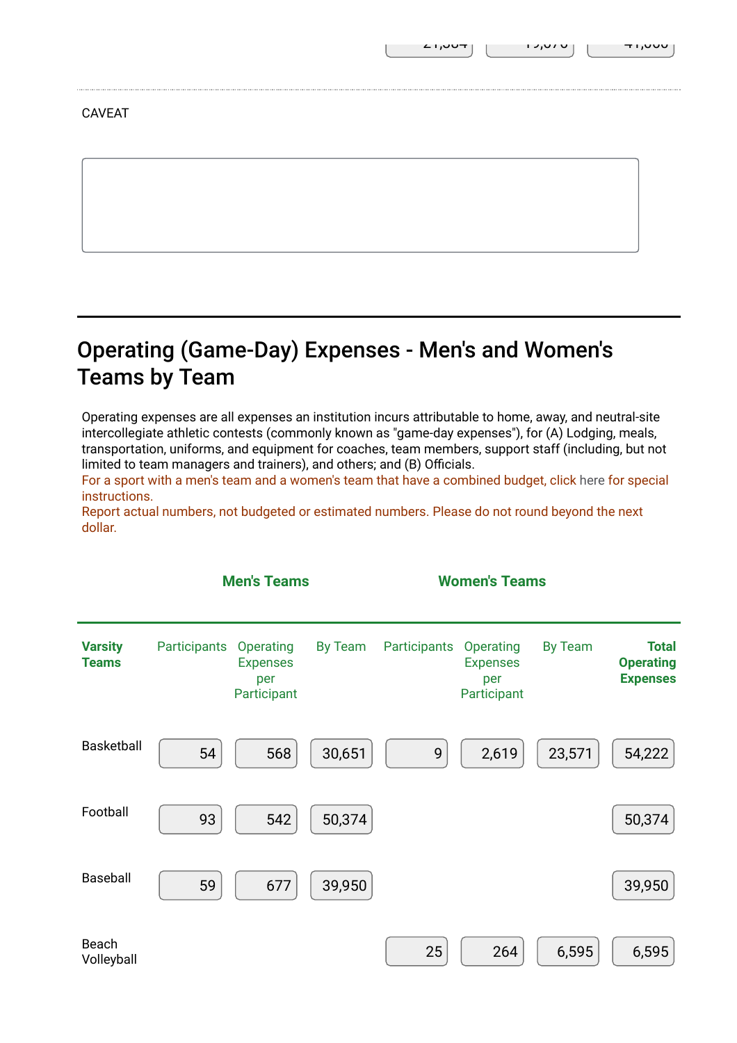CAVEAT

## Operating (Game-Day) Expenses - Men's and Women's Teams by Team

Operating expenses are all expenses an institution incurs attributable to home, away, and neutral-site intercollegiate athletic contests (commonly known as "game-day expenses"), for (A) Lodging, meals, transportation, uniforms, and equipment for coaches, team members, support staff (including, but not limited to team managers and trainers), and others; and (B) Officials.

For a sport with a men's team and a women's team that have a combined budget, click here for special instructions.

Report actual numbers, not budgeted or estimated numbers. Please do not round beyond the next dollar.

| | Men's Teams | | | Women's Teams | | | |
|---|---|---|---|---|---|---|---|
| **Varsity Teams** | Participants | Operating Expenses per Participant | By Team | Participants | Operating Expenses per Participant | By Team | **Total Operating Expenses** |
| Basketball | 54 | 568 | 30,651 | 9 | 2,619 | 23,571 | 54,222 |
| Football | 93 | 542 | 50,374 | | | | 50,374 |
| Baseball | 59 | 677 | 39,950 | | | | 39,950 |
| Beach Volleyball | | | | 25 | 264 | 6,595 | 6,595 |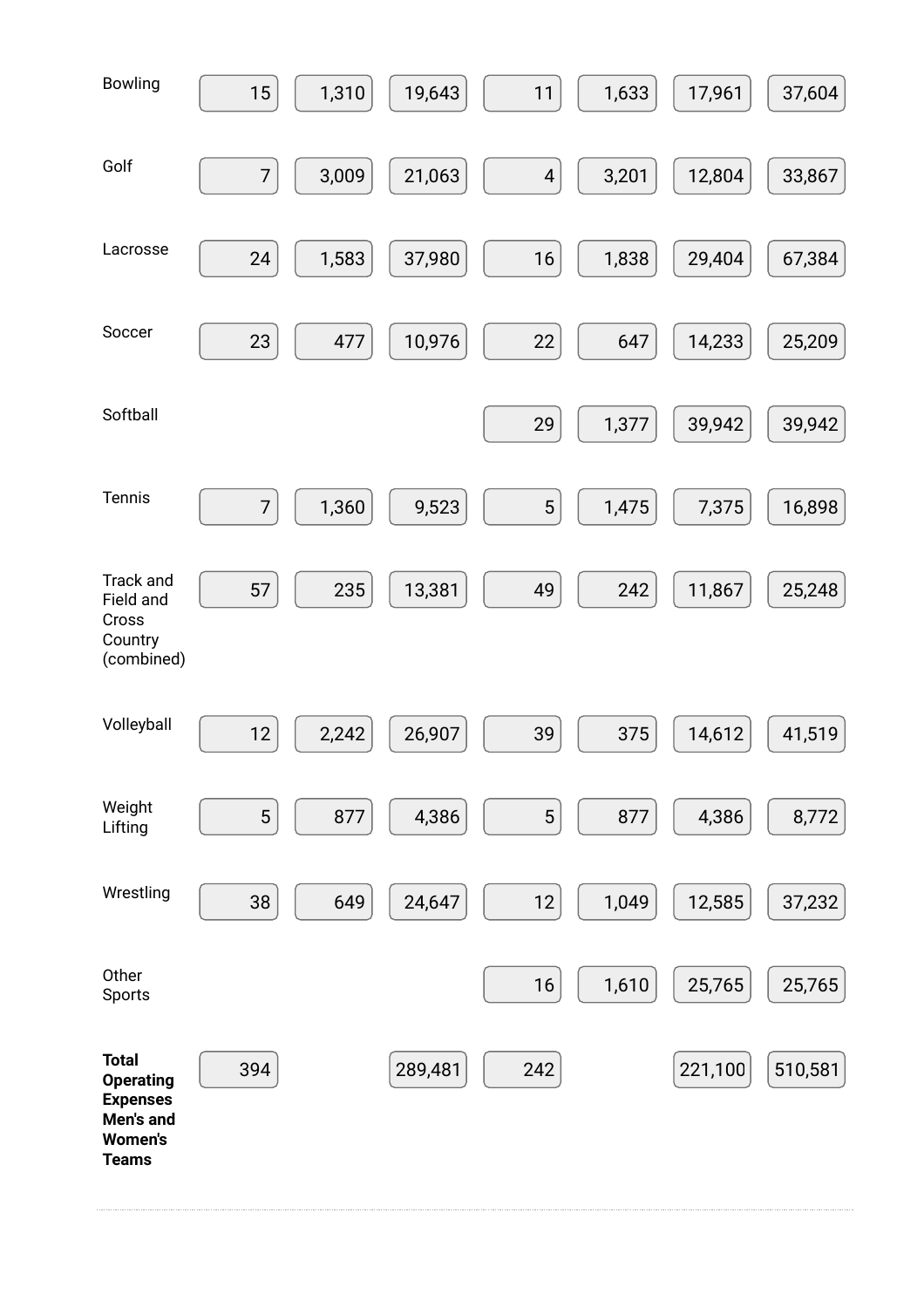| | | | | | | | |
|---|---|---|---|---|---|---|---|
| Bowling | 15 | 1,310 | 19,643 | 11 | 1,633 | 17,961 | 37,604 |
| Golf | 7 | 3,009 | 21,063 | 4 | 3,201 | 12,804 | 33,867 |
| Lacrosse | 24 | 1,583 | 37,980 | 16 | 1,838 | 29,404 | 67,384 |
| Soccer | 23 | 477 | 10,976 | 22 | 647 | 14,233 | 25,209 |
| Softball | | | | 29 | 1,377 | 39,942 | 39,942 |
| Tennis | 7 | 1,360 | 9,523 | 5 | 1,475 | 7,375 | 16,898 |
| Track and Field and Cross Country (combined) | 57 | 235 | 13,381 | 49 | 242 | 11,867 | 25,248 |
| Volleyball | 12 | 2,242 | 26,907 | 39 | 375 | 14,612 | 41,519 |
| Weight Lifting | 5 | 877 | 4,386 | 5 | 877 | 4,386 | 8,772 |
| Wrestling | 38 | 649 | 24,647 | 12 | 1,049 | 12,585 | 37,232 |
| Other Sports | | | | 16 | 1,610 | 25,765 | 25,765 |
| **Total Operating Expenses Men's and Women's Teams** | 394 | | 289,481 | 242 | | 221,100 | 510,581 |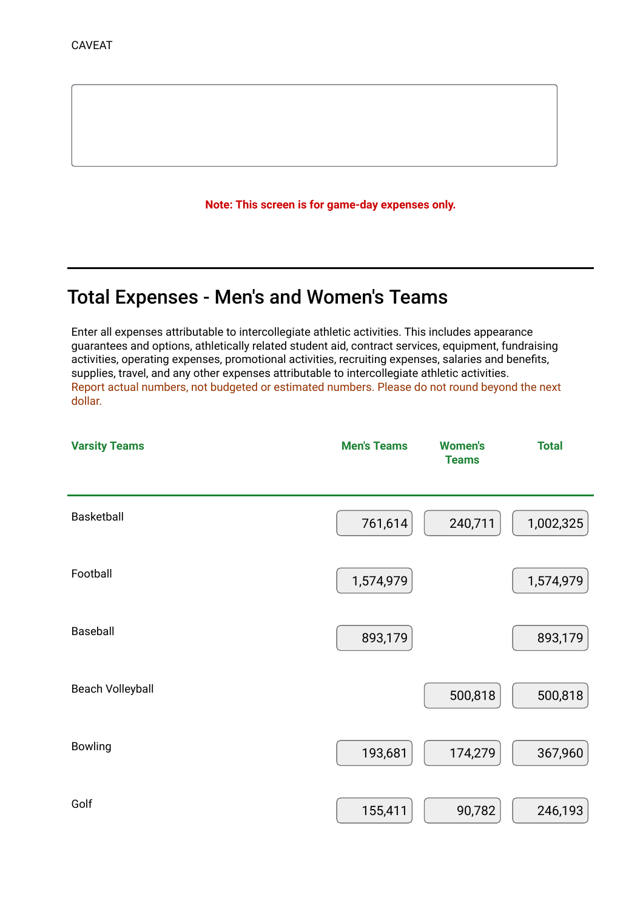CAVEAT

**Note: This screen is for game-day expenses only.**

## Total Expenses - Men's and Women's Teams

Enter all expenses attributable to intercollegiate athletic activities. This includes appearance guarantees and options, athletically related student aid, contract services, equipment, fundraising activities, operating expenses, promotional activities, recruiting expenses, salaries and benefits, supplies, travel, and any other expenses attributable to intercollegiate athletic activities.
Report actual numbers, not budgeted or estimated numbers. Please do not round beyond the next dollar.

| Varsity Teams | Men's Teams | Women's Teams | Total |
|---|---|---|---|
| Basketball | 761,614 | 240,711 | 1,002,325 |
| Football | 1,574,979 | | 1,574,979 |
| Baseball | 893,179 | | 893,179 |
| Beach Volleyball | | 500,818 | 500,818 |
| Bowling | 193,681 | 174,279 | 367,960 |
| Golf | 155,411 | 90,782 | 246,193 |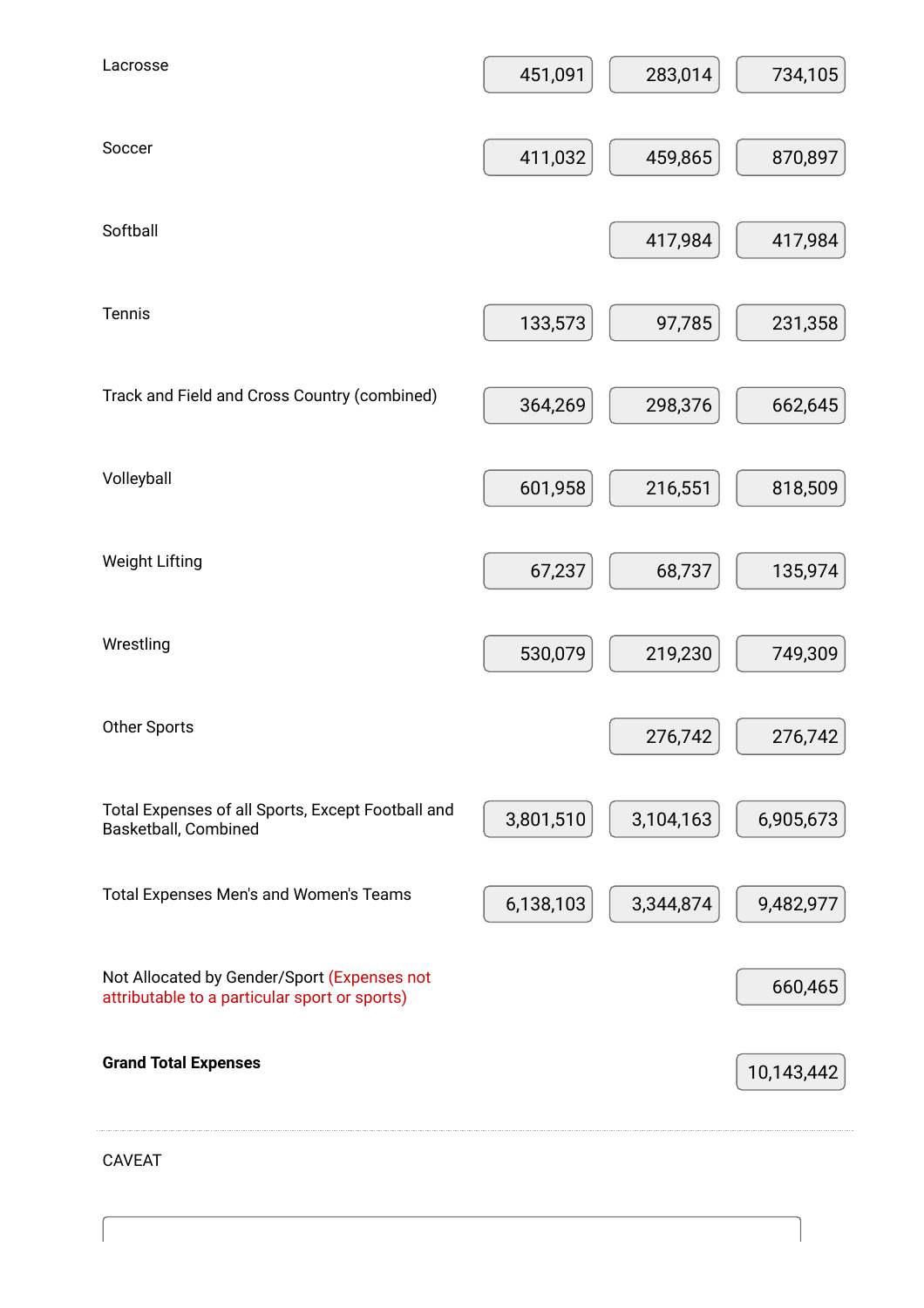| | | | |
|---|---|---|---|
| Lacrosse | 451,091 | 283,014 | 734,105 |
| Soccer | 411,032 | 459,865 | 870,897 |
| Softball | | 417,984 | 417,984 |
| Tennis | 133,573 | 97,785 | 231,358 |
| Track and Field and Cross Country (combined) | 364,269 | 298,376 | 662,645 |
| Volleyball | 601,958 | 216,551 | 818,509 |
| Weight Lifting | 67,237 | 68,737 | 135,974 |
| Wrestling | 530,079 | 219,230 | 749,309 |
| Other Sports | | 276,742 | 276,742 |
| Total Expenses of all Sports, Except Football and Basketball, Combined | 3,801,510 | 3,104,163 | 6,905,673 |
| Total Expenses Men's and Women's Teams | 6,138,103 | 3,344,874 | 9,482,977 |
| Not Allocated by Gender/Sport (Expenses not attributable to a particular sport or sports) | | | 660,465 |
| **Grand Total Expenses** | | | 10,143,442 |

CAVEAT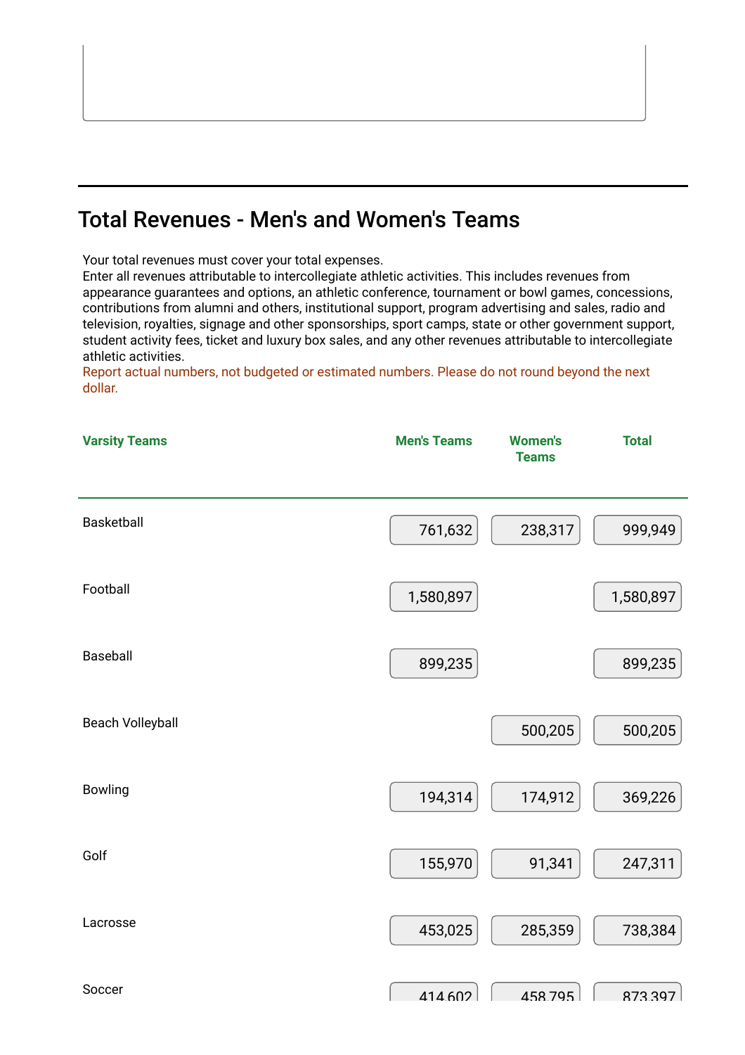## Total Revenues - Men's and Women's Teams

Your total revenues must cover your total expenses.
Enter all revenues attributable to intercollegiate athletic activities. This includes revenues from appearance guarantees and options, an athletic conference, tournament or bowl games, concessions, contributions from alumni and others, institutional support, program advertising and sales, radio and television, royalties, signage and other sponsorships, sport camps, state or other government support, student activity fees, ticket and luxury box sales, and any other revenues attributable to intercollegiate athletic activities.
Report actual numbers, not budgeted or estimated numbers. Please do not round beyond the next dollar.

| Varsity Teams | Men's Teams | Women's Teams | Total |
|---|---|---|---|
| Basketball | 761,632 | 238,317 | 999,949 |
| Football | 1,580,897 | | 1,580,897 |
| Baseball | 899,235 | | 899,235 |
| Beach Volleyball | | 500,205 | 500,205 |
| Bowling | 194,314 | 174,912 | 369,226 |
| Golf | 155,970 | 91,341 | 247,311 |
| Lacrosse | 453,025 | 285,359 | 738,384 |
| Soccer | 414,602 | 458,795 | 873,397 |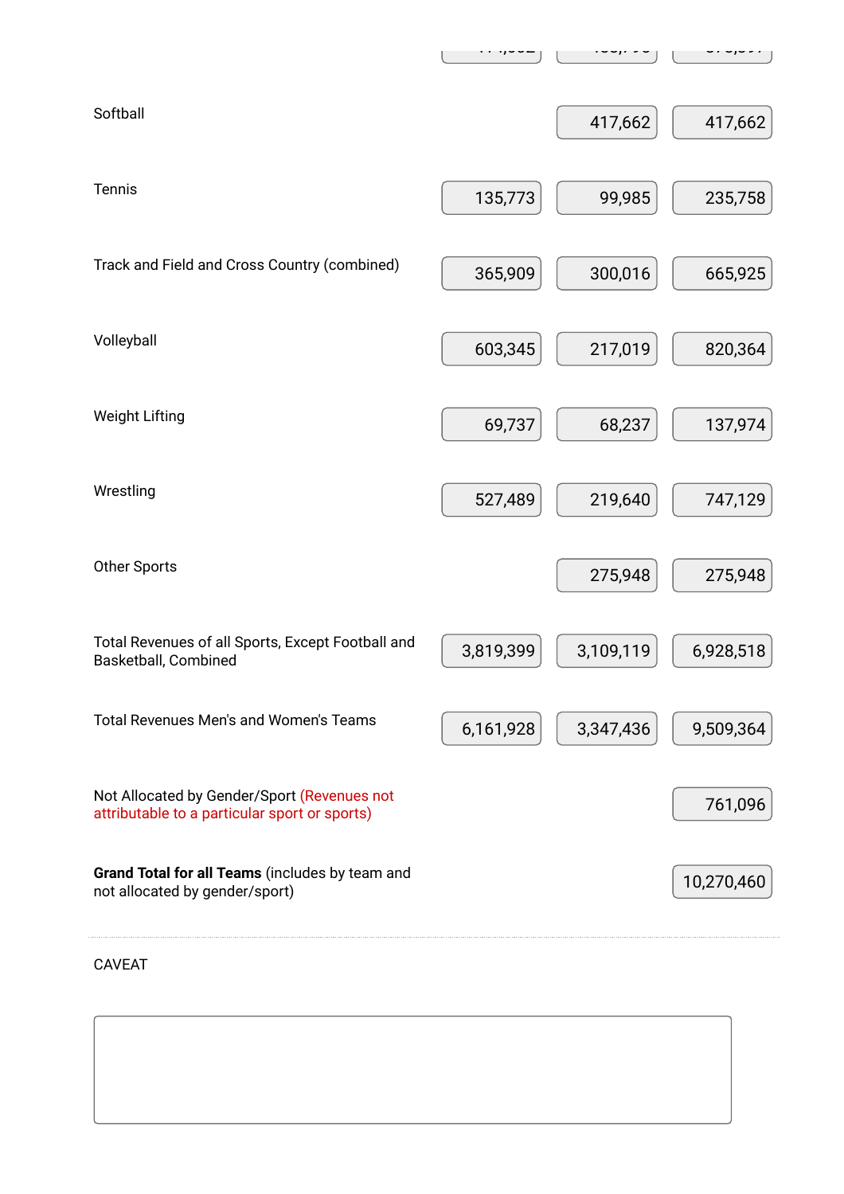| | | | |
|---|---|---|---|
| Softball | | 417,662 | 417,662 |
| Tennis | 135,773 | 99,985 | 235,758 |
| Track and Field and Cross Country (combined) | 365,909 | 300,016 | 665,925 |
| Volleyball | 603,345 | 217,019 | 820,364 |
| Weight Lifting | 69,737 | 68,237 | 137,974 |
| Wrestling | 527,489 | 219,640 | 747,129 |
| Other Sports | | 275,948 | 275,948 |
| Total Revenues of all Sports, Except Football and Basketball, Combined | 3,819,399 | 3,109,119 | 6,928,518 |
| Total Revenues Men's and Women's Teams | 6,161,928 | 3,347,436 | 9,509,364 |
| Not Allocated by Gender/Sport (Revenues not attributable to a particular sport or sports) | | | 761,096 |
| **Grand Total for all Teams** (includes by team and not allocated by gender/sport) | | | 10,270,460 |

CAVEAT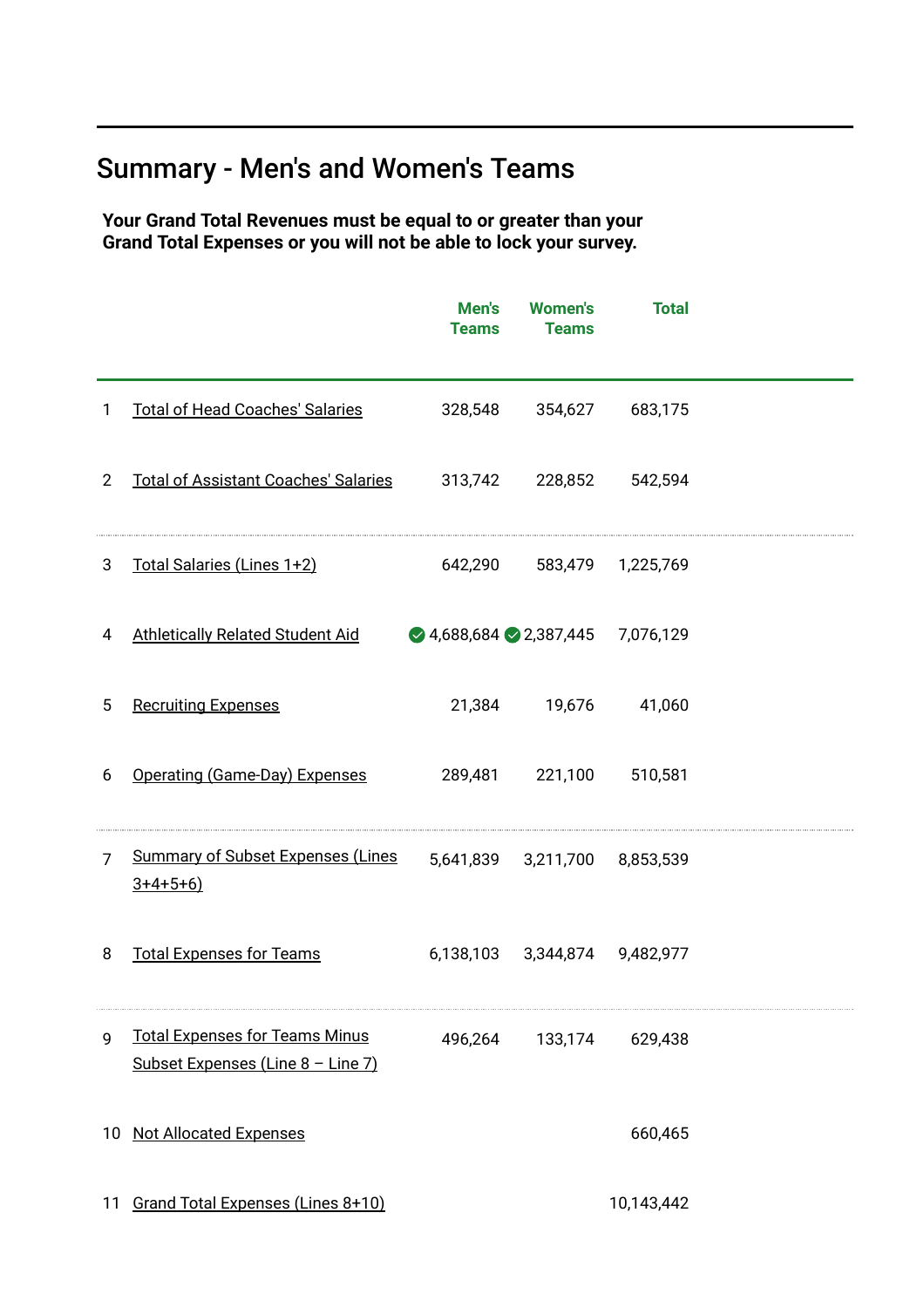## Summary - Men's and Women's Teams

**Your Grand Total Revenues must be equal to or greater than your Grand Total Expenses or you will not be able to lock your survey.**

| | | Men's Teams | Women's Teams | Total |
|---|---|---|---|---|
| 1 | Total of Head Coaches' Salaries | 328,548 | 354,627 | 683,175 |
| 2 | Total of Assistant Coaches' Salaries | 313,742 | 228,852 | 542,594 |
| 3 | Total Salaries (Lines 1+2) | 642,290 | 583,479 | 1,225,769 |
| 4 | Athletically Related Student Aid | 4,688,684 | 2,387,445 | 7,076,129 |
| 5 | Recruiting Expenses | 21,384 | 19,676 | 41,060 |
| 6 | Operating (Game-Day) Expenses | 289,481 | 221,100 | 510,581 |
| 7 | Summary of Subset Expenses (Lines 3+4+5+6) | 5,641,839 | 3,211,700 | 8,853,539 |
| 8 | Total Expenses for Teams | 6,138,103 | 3,344,874 | 9,482,977 |
| 9 | Total Expenses for Teams Minus Subset Expenses (Line 8 – Line 7) | 496,264 | 133,174 | 629,438 |
| 10 | Not Allocated Expenses | | | 660,465 |
| 11 | Grand Total Expenses (Lines 8+10) | | | 10,143,442 |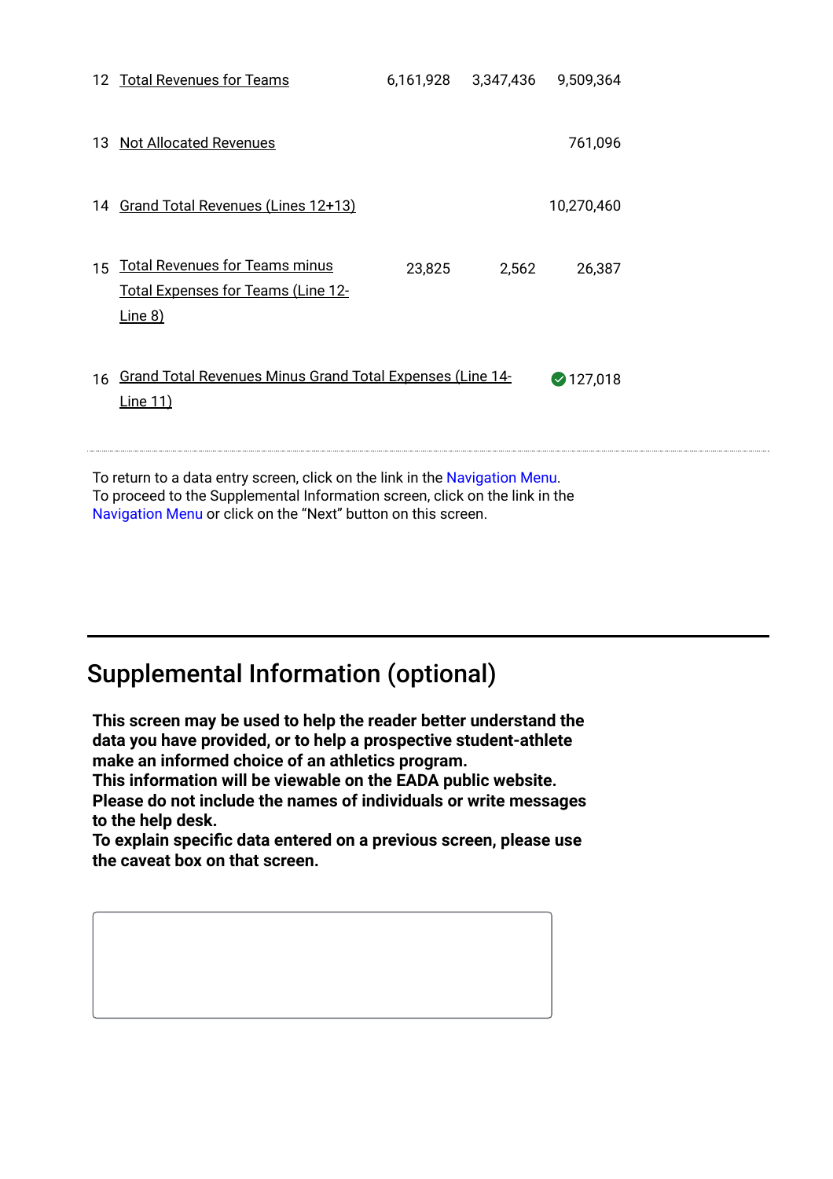| | | | | |
|---|---|---|---|---|
| 12 | Total Revenues for Teams | 6,161,928 | 3,347,436 | 9,509,364 |
| 13 | Not Allocated Revenues | | | 761,096 |
| 14 | Grand Total Revenues (Lines 12+13) | | | 10,270,460 |
| 15 | Total Revenues for Teams minus Total Expenses for Teams (Line 12-Line 8) | 23,825 | 2,562 | 26,387 |
| 16 | Grand Total Revenues Minus Grand Total Expenses (Line 14-Line 11) | | | 127,018 |

To return to a data entry screen, click on the link in the Navigation Menu.
To proceed to the Supplemental Information screen, click on the link in the Navigation Menu or click on the "Next" button on this screen.

## Supplemental Information (optional)

**This screen may be used to help the reader better understand the data you have provided, or to help a prospective student-athlete make an informed choice of an athletics program.**
**This information will be viewable on the EADA public website.**
**Please do not include the names of individuals or write messages to the help desk.**
**To explain specific data entered on a previous screen, please use the caveat box on that screen.**